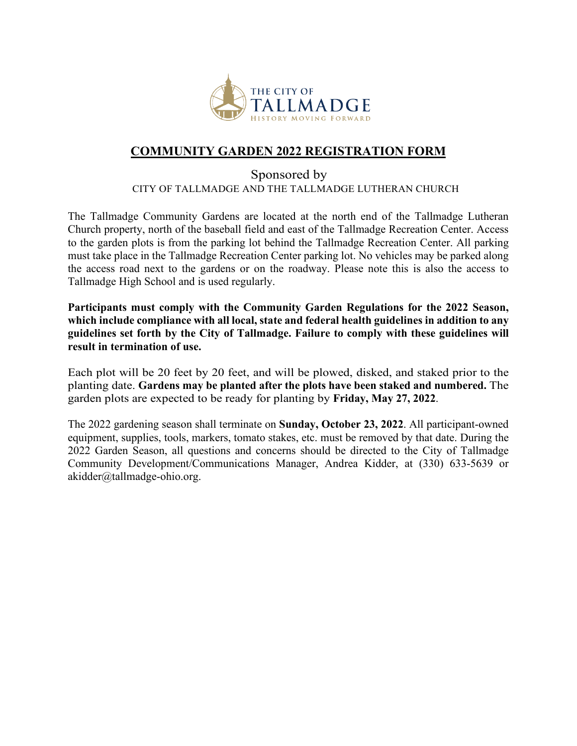THE CITY OF TALLMADGE
HISTORY MOVING FORWARD

# COMMUNITY GARDEN 2022 REGISTRATION FORM

Sponsored by
CITY OF TALLMADGE AND THE TALLMADGE LUTHERAN CHURCH

The Tallmadge Community Gardens are located at the north end of the Tallmadge Lutheran Church property, north of the baseball field and east of the Tallmadge Recreation Center. Access to the garden plots is from the parking lot behind the Tallmadge Recreation Center. All parking must take place in the Tallmadge Recreation Center parking lot. No vehicles may be parked along the access road next to the gardens or on the roadway. Please note this is also the access to Tallmadge High School and is used regularly.

**Participants must comply with the Community Garden Regulations for the 2022 Season, which include compliance with all local, state and federal health guidelines in addition to any guidelines set forth by the City of Tallmadge. Failure to comply with these guidelines will result in termination of use.**

Each plot will be 20 feet by 20 feet, and will be plowed, disked, and staked prior to the planting date. **Gardens may be planted after the plots have been staked and numbered.** The garden plots are expected to be ready for planting by **Friday, May 27, 2022**.

The 2022 gardening season shall terminate on **Sunday, October 23, 2022**. All participant-owned equipment, supplies, tools, markers, tomato stakes, etc. must be removed by that date. During the 2022 Garden Season, all questions and concerns should be directed to the City of Tallmadge Community Development/Communications Manager, Andrea Kidder, at (330) 633-5639 or akidder@tallmadge-ohio.org.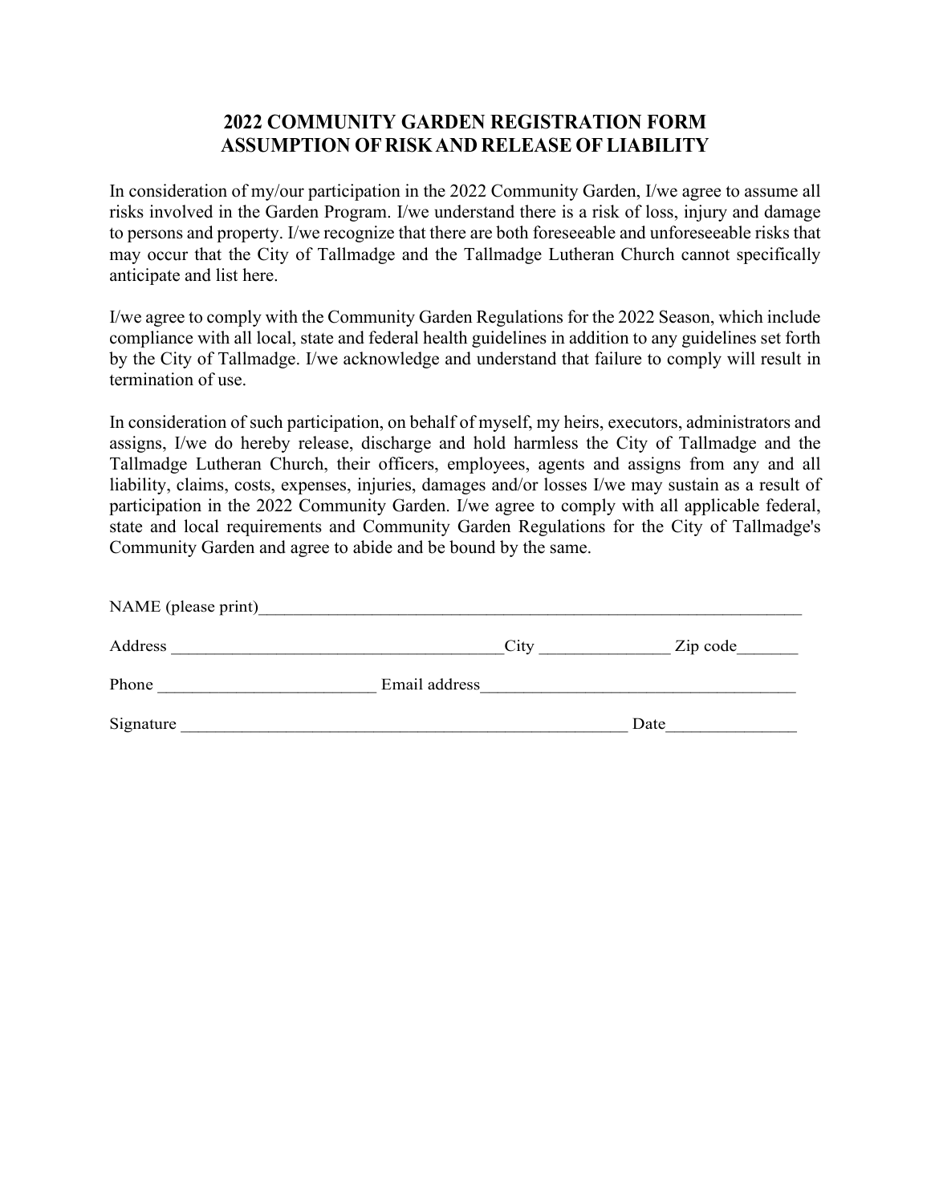# 2022 COMMUNITY GARDEN REGISTRATION FORM
# ASSUMPTION OF RISK AND RELEASE OF LIABILITY

In consideration of my/our participation in the 2022 Community Garden, I/we agree to assume all risks involved in the Garden Program. I/we understand there is a risk of loss, injury and damage to persons and property. I/we recognize that there are both foreseeable and unforeseeable risks that may occur that the City of Tallmadge and the Tallmadge Lutheran Church cannot specifically anticipate and list here.

I/we agree to comply with the Community Garden Regulations for the 2022 Season, which include compliance with all local, state and federal health guidelines in addition to any guidelines set forth by the City of Tallmadge. I/we acknowledge and understand that failure to comply will result in termination of use.

In consideration of such participation, on behalf of myself, my heirs, executors, administrators and assigns, I/we do hereby release, discharge and hold harmless the City of Tallmadge and the Tallmadge Lutheran Church, their officers, employees, agents and assigns from any and all liability, claims, costs, expenses, injuries, damages and/or losses I/we may sustain as a result of participation in the 2022 Community Garden. I/we agree to comply with all applicable federal, state and local requirements and Community Garden Regulations for the City of Tallmadge's Community Garden and agree to abide and be bound by the same.

NAME (please print)_______________________________________________________________

Address ______________________________________City ______________ Zip code_______

Phone ________________________ Email address__________________________________

Signature ___________________________________________________ Date______________